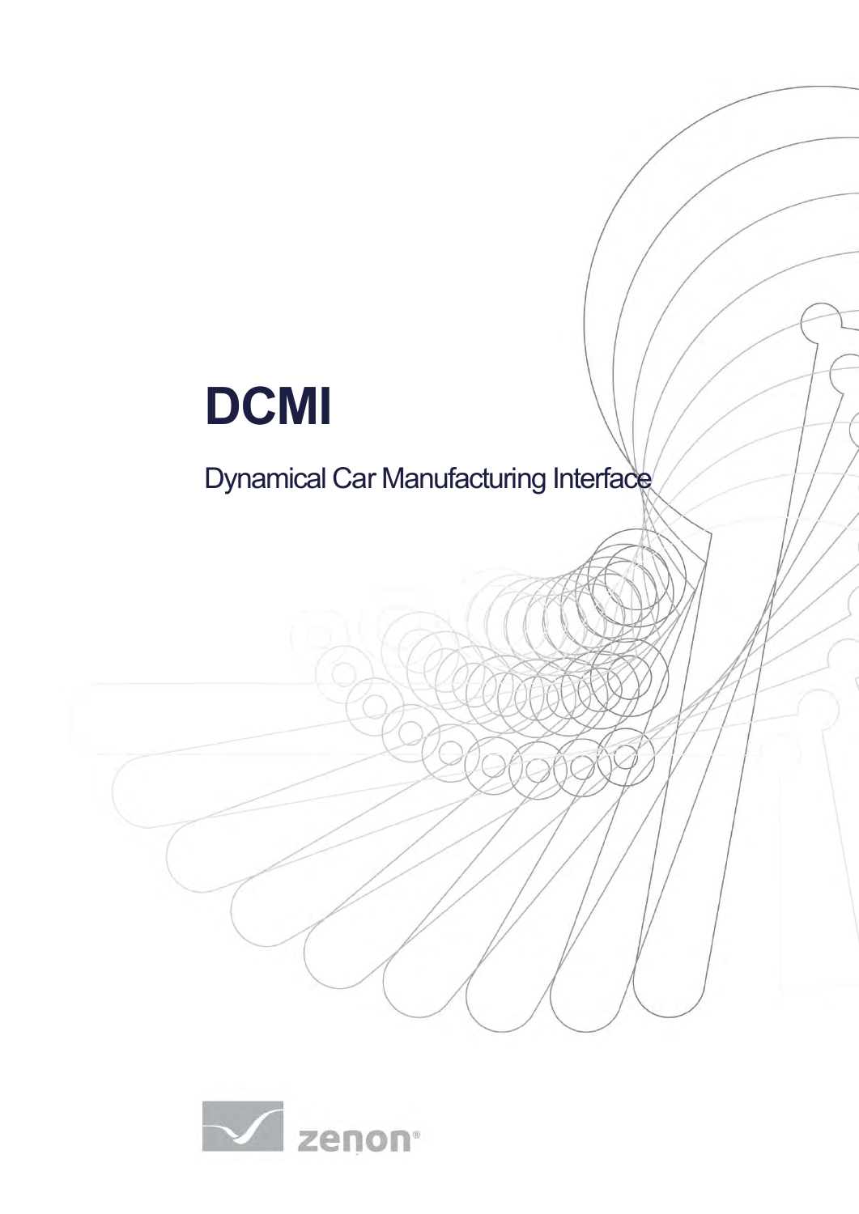# DCMI

Dynamical Car Manufacturing Interface

zenon®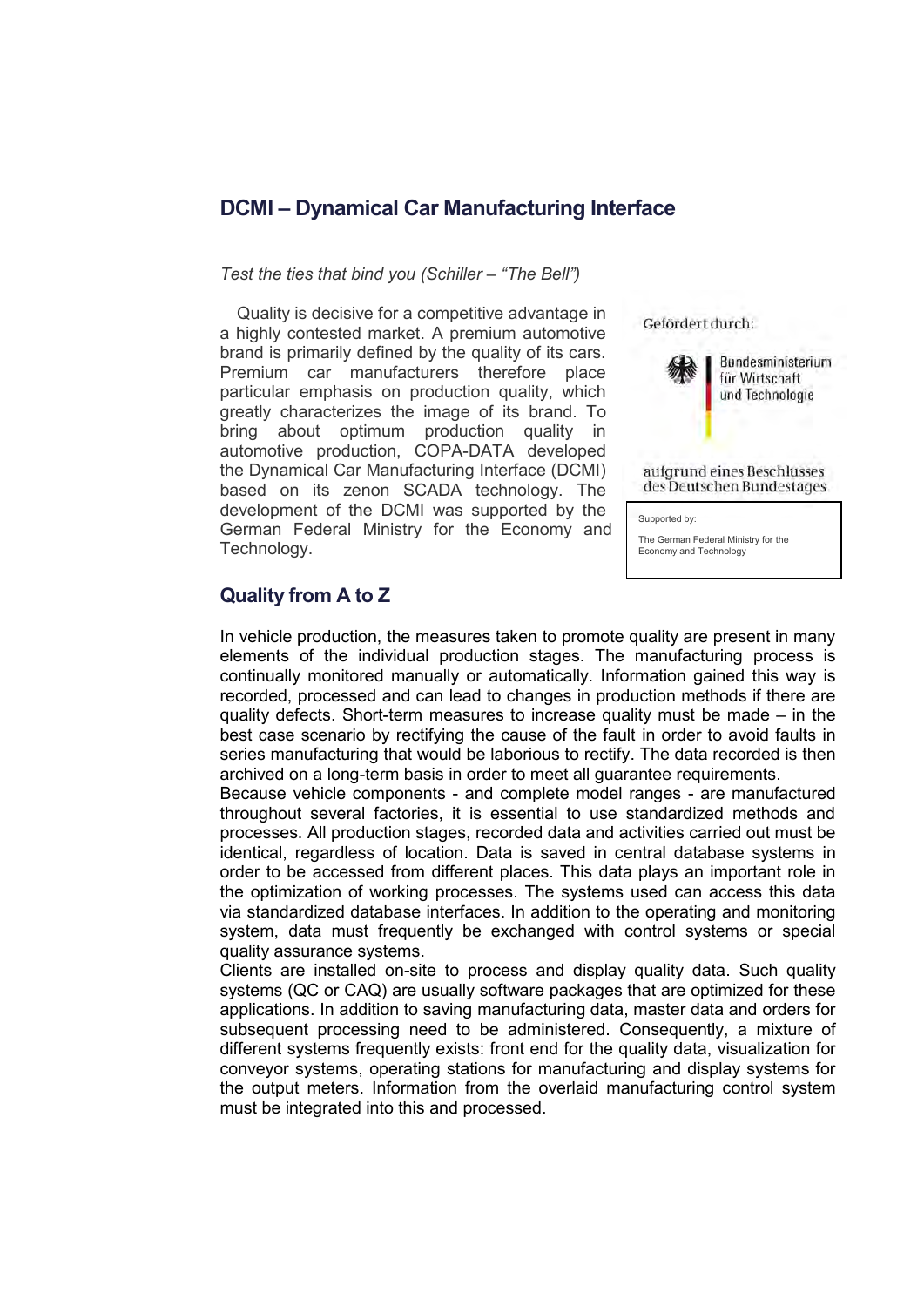# DCMI – Dynamical Car Manufacturing Interface

*Test the ties that bind you (Schiller – "The Bell")*

Quality is decisive for a competitive advantage in a highly contested market. A premium automotive brand is primarily defined by the quality of its cars. Premium car manufacturers therefore place particular emphasis on production quality, which greatly characterizes the image of its brand. To bring about optimum production quality in automotive production, COPA-DATA developed the Dynamical Car Manufacturing Interface (DCMI) based on its zenon SCADA technology. The development of the DCMI was supported by the German Federal Ministry for the Economy and Technology.

Gefördert durch:

Bundesministerium für Wirtschaft und Technologie

aufgrund eines Beschlusses des Deutschen Bundestages

Supported by:

The German Federal Ministry for the Economy and Technology

## Quality from A to Z

In vehicle production, the measures taken to promote quality are present in many elements of the individual production stages. The manufacturing process is continually monitored manually or automatically. Information gained this way is recorded, processed and can lead to changes in production methods if there are quality defects. Short-term measures to increase quality must be made – in the best case scenario by rectifying the cause of the fault in order to avoid faults in series manufacturing that would be laborious to rectify. The data recorded is then archived on a long-term basis in order to meet all guarantee requirements.

Because vehicle components - and complete model ranges - are manufactured throughout several factories, it is essential to use standardized methods and processes. All production stages, recorded data and activities carried out must be identical, regardless of location. Data is saved in central database systems in order to be accessed from different places. This data plays an important role in the optimization of working processes. The systems used can access this data via standardized database interfaces. In addition to the operating and monitoring system, data must frequently be exchanged with control systems or special quality assurance systems.

Clients are installed on-site to process and display quality data. Such quality systems (QC or CAQ) are usually software packages that are optimized for these applications. In addition to saving manufacturing data, master data and orders for subsequent processing need to be administered. Consequently, a mixture of different systems frequently exists: front end for the quality data, visualization for conveyor systems, operating stations for manufacturing and display systems for the output meters. Information from the overlaid manufacturing control system must be integrated into this and processed.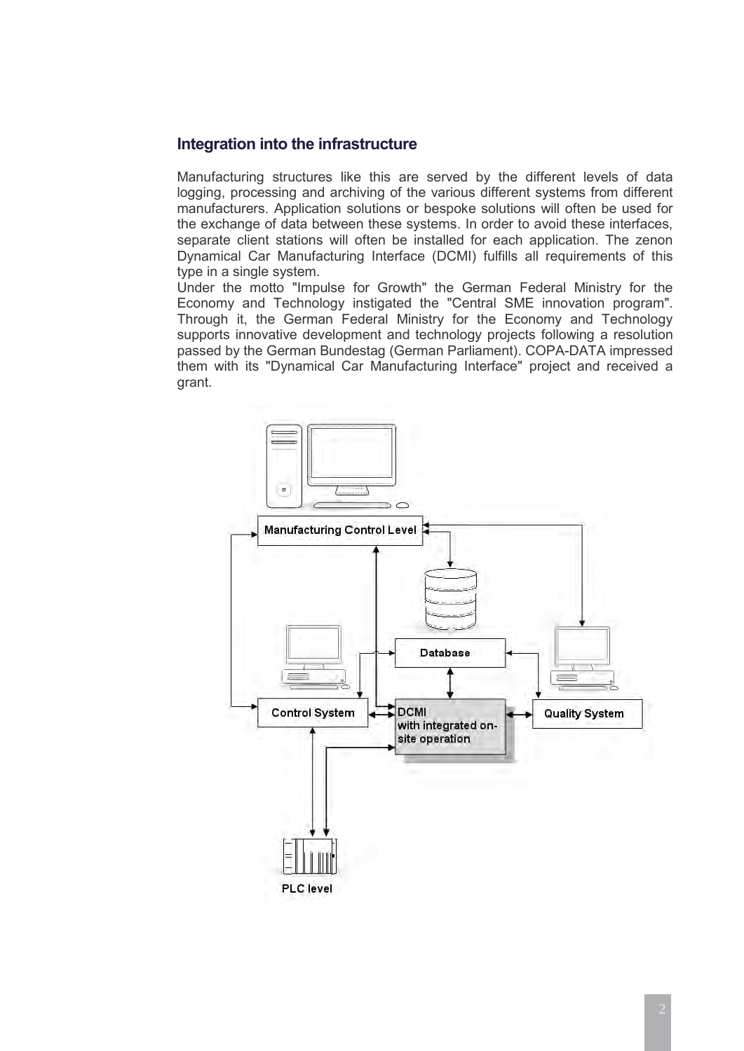## Integration into the infrastructure

Manufacturing structures like this are served by the different levels of data logging, processing and archiving of the various different systems from different manufacturers. Application solutions or bespoke solutions will often be used for the exchange of data between these systems. In order to avoid these interfaces, separate client stations will often be installed for each application. The zenon Dynamical Car Manufacturing Interface (DCMI) fulfills all requirements of this type in a single system.

Under the motto "Impulse for Growth" the German Federal Ministry for the Economy and Technology instigated the "Central SME innovation program". Through it, the German Federal Ministry for the Economy and Technology supports innovative development and technology projects following a resolution passed by the German Bundestag (German Parliament). COPA-DATA impressed them with its "Dynamical Car Manufacturing Interface" project and received a grant.

Manufacturing Control Level

Database

Control System

DCMI with integrated on-site operation

Quality System

PLC level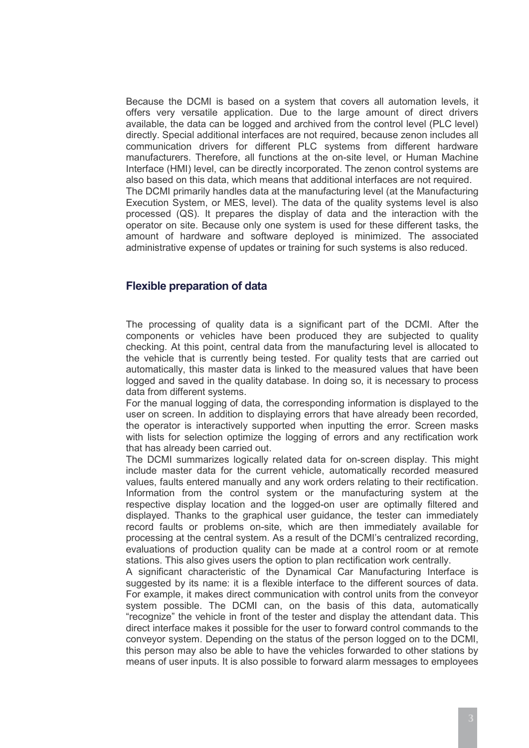Because the DCMI is based on a system that covers all automation levels, it offers very versatile application. Due to the large amount of direct drivers available, the data can be logged and archived from the control level (PLC level) directly. Special additional interfaces are not required, because zenon includes all communication drivers for different PLC systems from different hardware manufacturers. Therefore, all functions at the on-site level, or Human Machine Interface (HMI) level, can be directly incorporated. The zenon control systems are also based on this data, which means that additional interfaces are not required.
The DCMI primarily handles data at the manufacturing level (at the Manufacturing Execution System, or MES, level). The data of the quality systems level is also processed (QS). It prepares the display of data and the interaction with the operator on site. Because only one system is used for these different tasks, the amount of hardware and software deployed is minimized. The associated administrative expense of updates or training for such systems is also reduced.

## Flexible preparation of data

The processing of quality data is a significant part of the DCMI. After the components or vehicles have been produced they are subjected to quality checking. At this point, central data from the manufacturing level is allocated to the vehicle that is currently being tested. For quality tests that are carried out automatically, this master data is linked to the measured values that have been logged and saved in the quality database. In doing so, it is necessary to process data from different systems.
For the manual logging of data, the corresponding information is displayed to the user on screen. In addition to displaying errors that have already been recorded, the operator is interactively supported when inputting the error. Screen masks with lists for selection optimize the logging of errors and any rectification work that has already been carried out.
The DCMI summarizes logically related data for on-screen display. This might include master data for the current vehicle, automatically recorded measured values, faults entered manually and any work orders relating to their rectification. Information from the control system or the manufacturing system at the respective display location and the logged-on user are optimally filtered and displayed. Thanks to the graphical user guidance, the tester can immediately record faults or problems on-site, which are then immediately available for processing at the central system. As a result of the DCMI's centralized recording, evaluations of production quality can be made at a control room or at remote stations. This also gives users the option to plan rectification work centrally.
A significant characteristic of the Dynamical Car Manufacturing Interface is suggested by its name: it is a flexible interface to the different sources of data. For example, it makes direct communication with control units from the conveyor system possible. The DCMI can, on the basis of this data, automatically "recognize" the vehicle in front of the tester and display the attendant data. This direct interface makes it possible for the user to forward control commands to the conveyor system. Depending on the status of the person logged on to the DCMI, this person may also be able to have the vehicles forwarded to other stations by means of user inputs. It is also possible to forward alarm messages to employees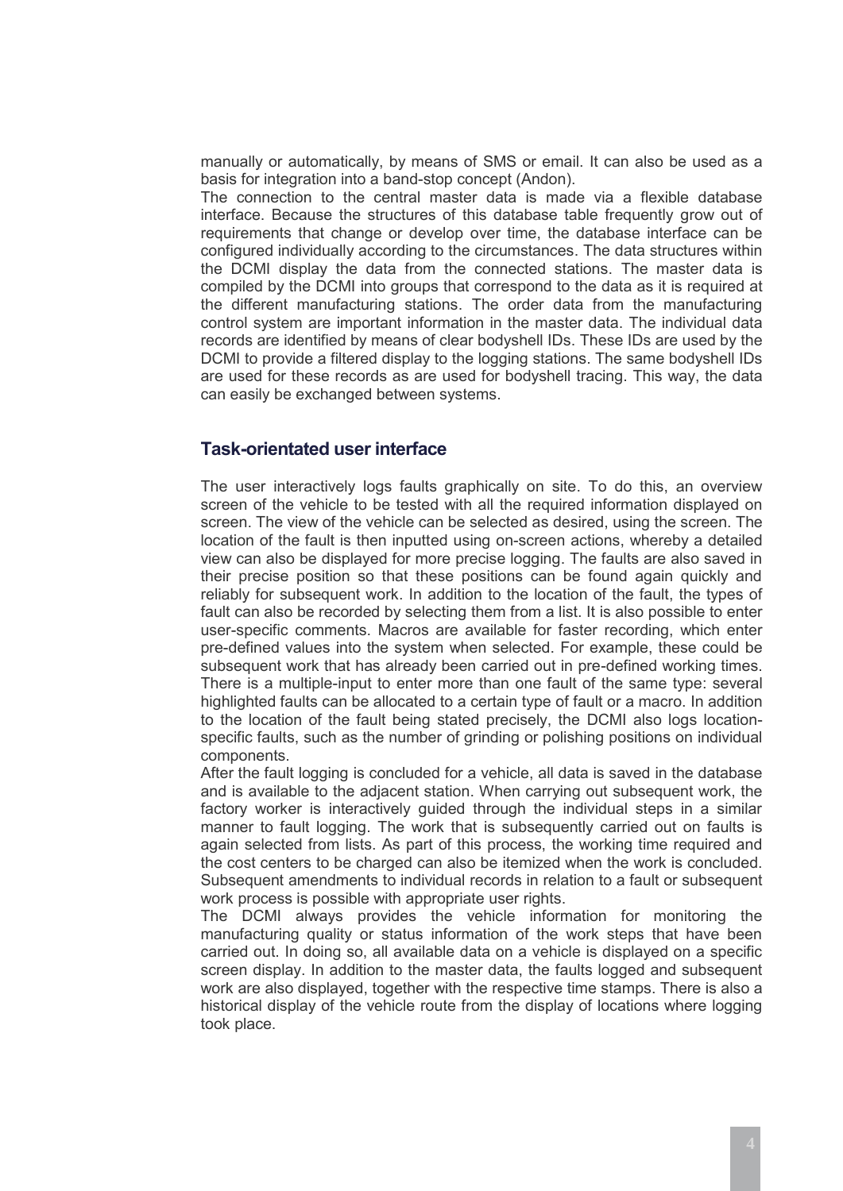manually or automatically, by means of SMS or email. It can also be used as a basis for integration into a band-stop concept (Andon).

The connection to the central master data is made via a flexible database interface. Because the structures of this database table frequently grow out of requirements that change or develop over time, the database interface can be configured individually according to the circumstances. The data structures within the DCMI display the data from the connected stations. The master data is compiled by the DCMI into groups that correspond to the data as it is required at the different manufacturing stations. The order data from the manufacturing control system are important information in the master data. The individual data records are identified by means of clear bodyshell IDs. These IDs are used by the DCMI to provide a filtered display to the logging stations. The same bodyshell IDs are used for these records as are used for bodyshell tracing. This way, the data can easily be exchanged between systems.

## Task-orientated user interface

The user interactively logs faults graphically on site. To do this, an overview screen of the vehicle to be tested with all the required information displayed on screen. The view of the vehicle can be selected as desired, using the screen. The location of the fault is then inputted using on-screen actions, whereby a detailed view can also be displayed for more precise logging. The faults are also saved in their precise position so that these positions can be found again quickly and reliably for subsequent work. In addition to the location of the fault, the types of fault can also be recorded by selecting them from a list. It is also possible to enter user-specific comments. Macros are available for faster recording, which enter pre-defined values into the system when selected. For example, these could be subsequent work that has already been carried out in pre-defined working times. There is a multiple-input to enter more than one fault of the same type: several highlighted faults can be allocated to a certain type of fault or a macro. In addition to the location of the fault being stated precisely, the DCMI also logs location-specific faults, such as the number of grinding or polishing positions on individual components.

After the fault logging is concluded for a vehicle, all data is saved in the database and is available to the adjacent station. When carrying out subsequent work, the factory worker is interactively guided through the individual steps in a similar manner to fault logging. The work that is subsequently carried out on faults is again selected from lists. As part of this process, the working time required and the cost centers to be charged can also be itemized when the work is concluded. Subsequent amendments to individual records in relation to a fault or subsequent work process is possible with appropriate user rights.

The DCMI always provides the vehicle information for monitoring the manufacturing quality or status information of the work steps that have been carried out. In doing so, all available data on a vehicle is displayed on a specific screen display. In addition to the master data, the faults logged and subsequent work are also displayed, together with the respective time stamps. There is also a historical display of the vehicle route from the display of locations where logging took place.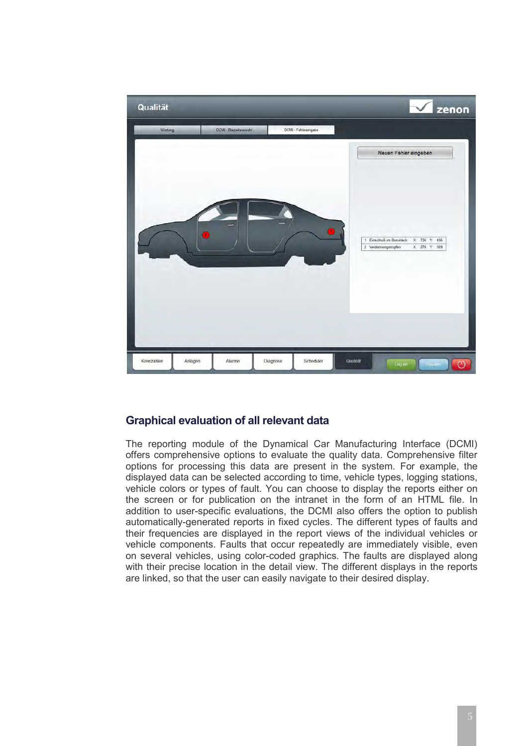## Graphical evaluation of all relevant data

The reporting module of the Dynamical Car Manufacturing Interface (DCMI) offers comprehensive options to evaluate the quality data. Comprehensive filter options for processing this data are present in the system. For example, the displayed data can be selected according to time, vehicle types, logging stations, vehicle colors or types of fault. You can choose to display the reports either on the screen or for publication on the intranet in the form of an HTML file. In addition to user-specific evaluations, the DCMI also offers the option to publish automatically-generated reports in fixed cycles. The different types of faults and their frequencies are displayed in the report views of the individual vehicles or vehicle components. Faults that occur repeatedly are immediately visible, even on several vehicles, using color-coded graphics. The faults are displayed along with their precise location in the detail view. The different displays in the reports are linked, so that the user can easily navigate to their desired display.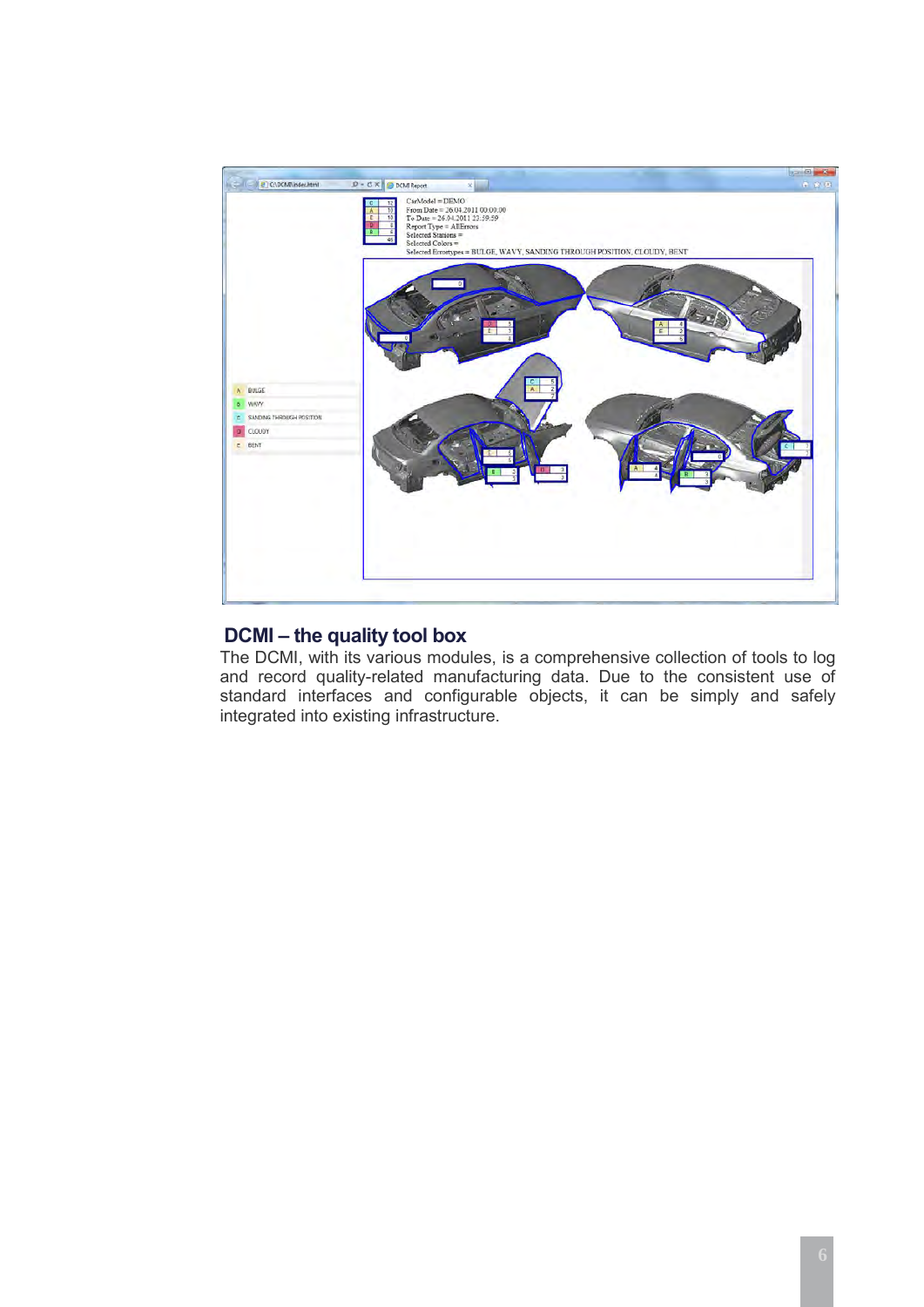## DCMI – the quality tool box

The DCMI, with its various modules, is a comprehensive collection of tools to log and record quality-related manufacturing data. Due to the consistent use of standard interfaces and configurable objects, it can be simply and safely integrated into existing infrastructure.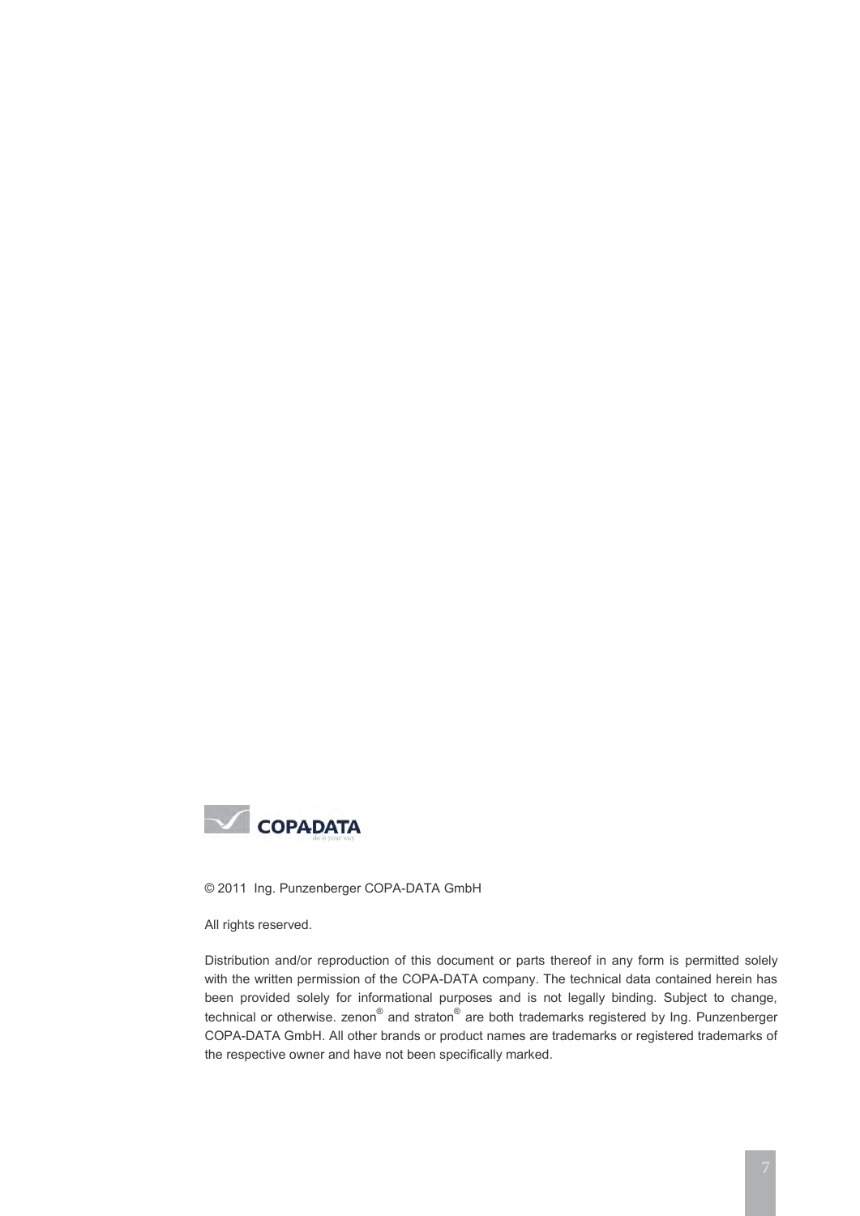COPA-DATA

© 2011 Ing. Punzenberger COPA-DATA GmbH

All rights reserved.

Distribution and/or reproduction of this document or parts thereof in any form is permitted solely with the written permission of the COPA-DATA company. The technical data contained herein has been provided solely for informational purposes and is not legally binding. Subject to change, technical or otherwise. zenon® and straton® are both trademarks registered by Ing. Punzenberger COPA-DATA GmbH. All other brands or product names are trademarks or registered trademarks of the respective owner and have not been specifically marked.